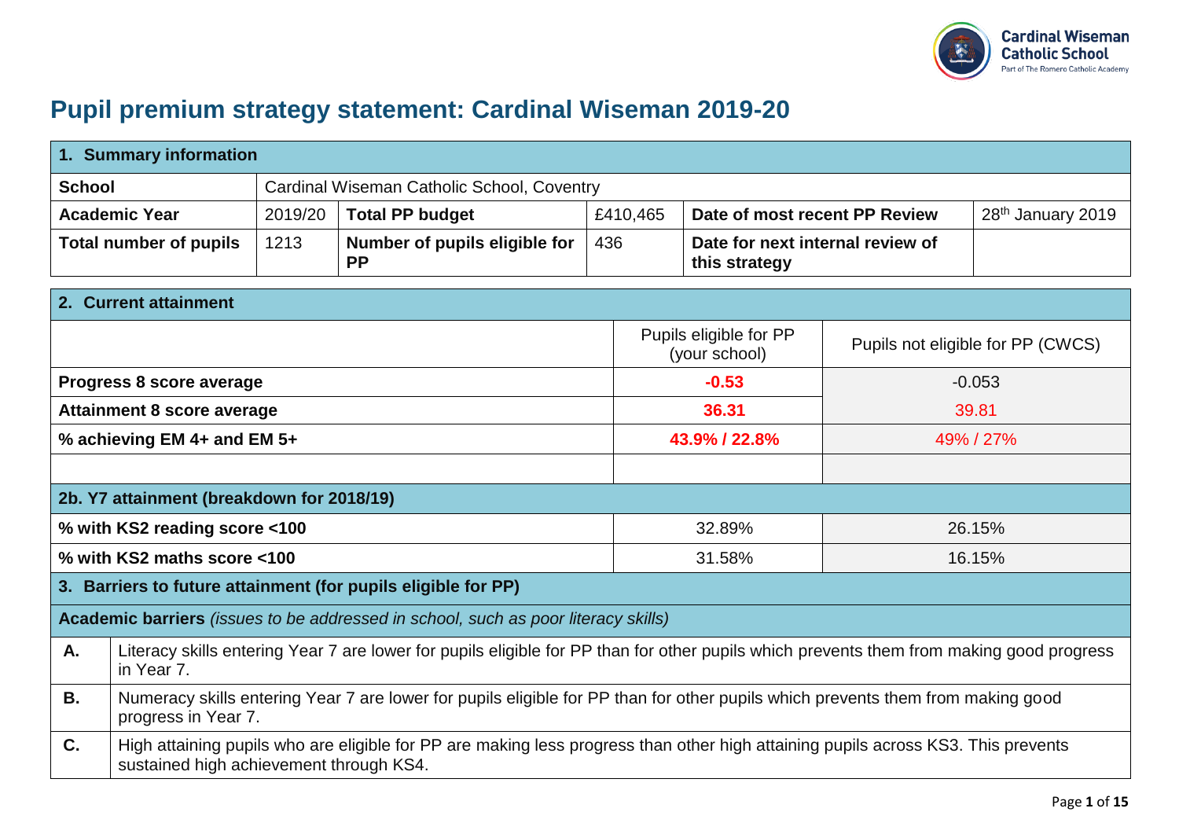# Pupil premium strategy statement: Cardinal Wiseman 2019-20

| 1. Summary information | | | | | |
|---|---|---|---|---|---|
| **School** | Cardinal Wiseman Catholic School, Coventry | | | | |
| **Academic Year** | 2019/20 | **Total PP budget** | £410,465 | **Date of most recent PP Review** | 28th January 2019 |
| **Total number of pupils** | 1213 | **Number of pupils eligible for PP** | 436 | **Date for next internal review of this strategy** | |

| 2. Current attainment | | |
|---|---|---|
| | Pupils eligible for PP (your school) | Pupils not eligible for PP (CWCS) |
| **Progress 8 score average** | **-0.53** | -0.053 |
| **Attainment 8 score average** | **36.31** | 39.81 |
| **% achieving EM 4+ and EM 5+** | **43.9% / 22.8%** | 49% / 27% |
| | | |
| **2b. Y7 attainment (breakdown for 2018/19)** | | |
| **% with KS2 reading score <100** | 32.89% | 26.15% |
| **% with KS2 maths score <100** | 31.58% | 16.15% |

| 3. Barriers to future attainment (for pupils eligible for PP) | |
|---|---|
| **Academic barriers** *(issues to be addressed in school, such as poor literacy skills)* | |
| **A.** | Literacy skills entering Year 7 are lower for pupils eligible for PP than for other pupils which prevents them from making good progress in Year 7. |
| **B.** | Numeracy skills entering Year 7 are lower for pupils eligible for PP than for other pupils which prevents them from making good progress in Year 7. |
| **C.** | High attaining pupils who are eligible for PP are making less progress than other high attaining pupils across KS3. This prevents sustained high achievement through KS4. |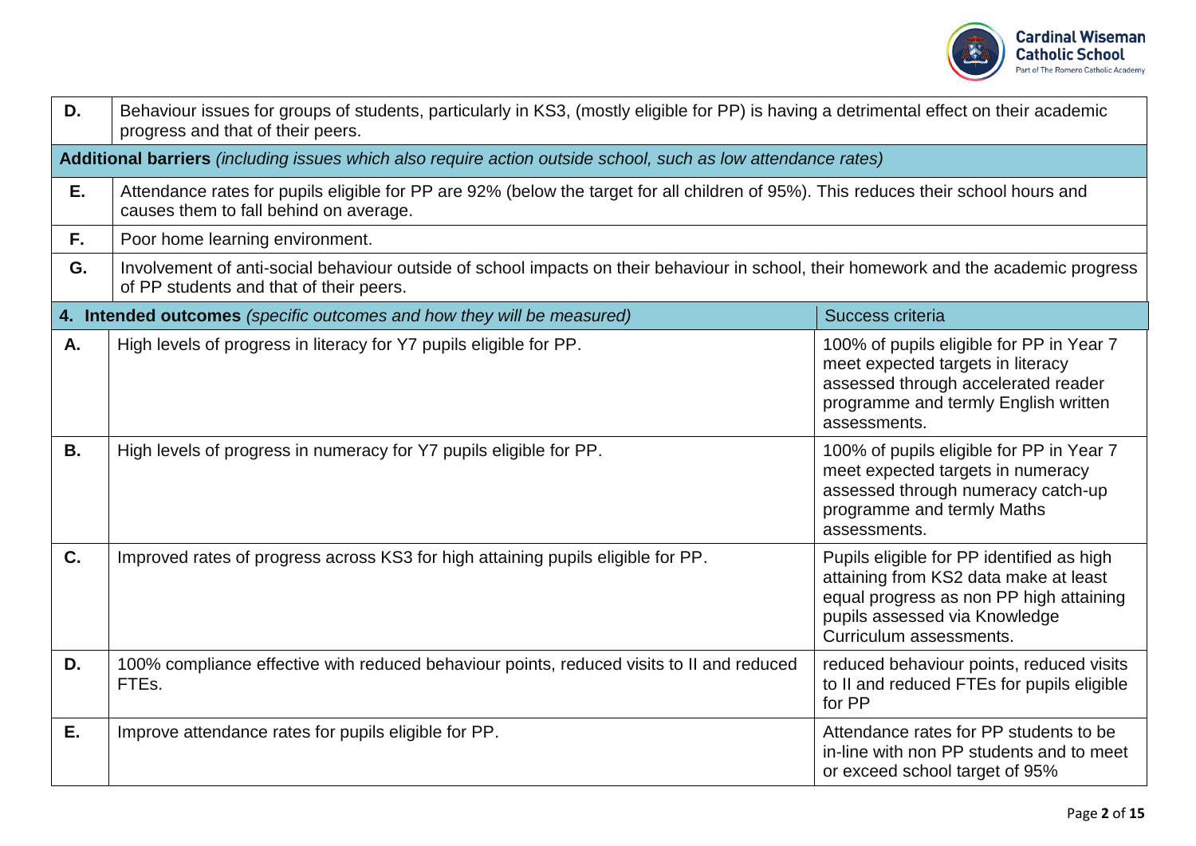| | |
|---|---|
| **D.** | Behaviour issues for groups of students, particularly in KS3, (mostly eligible for PP) is having a detrimental effect on their academic progress and that of their peers. |
| **Additional barriers** *(including issues which also require action outside school, such as low attendance rates)* | |
| **E.** | Attendance rates for pupils eligible for PP are 92% (below the target for all children of 95%). This reduces their school hours and causes them to fall behind on average. |
| **F.** | Poor home learning environment. |
| **G.** | Involvement of anti-social behaviour outside of school impacts on their behaviour in school, their homework and the academic progress of PP students and that of their peers. |

| **4. Intended outcomes** *(specific outcomes and how they will be measured)* | | Success criteria |
|---|---|---|
| **A.** | High levels of progress in literacy for Y7 pupils eligible for PP. | 100% of pupils eligible for PP in Year 7 meet expected targets in literacy assessed through accelerated reader programme and termly English written assessments. |
| **B.** | High levels of progress in numeracy for Y7 pupils eligible for PP. | 100% of pupils eligible for PP in Year 7 meet expected targets in numeracy assessed through numeracy catch-up programme and termly Maths assessments. |
| **C.** | Improved rates of progress across KS3 for high attaining pupils eligible for PP. | Pupils eligible for PP identified as high attaining from KS2 data make at least equal progress as non PP high attaining pupils assessed via Knowledge Curriculum assessments. |
| **D.** | 100% compliance effective with reduced behaviour points, reduced visits to II and reduced FTEs. | reduced behaviour points, reduced visits to II and reduced FTEs for pupils eligible for PP |
| **E.** | Improve attendance rates for pupils eligible for PP. | Attendance rates for PP students to be in-line with non PP students and to meet or exceed school target of 95% |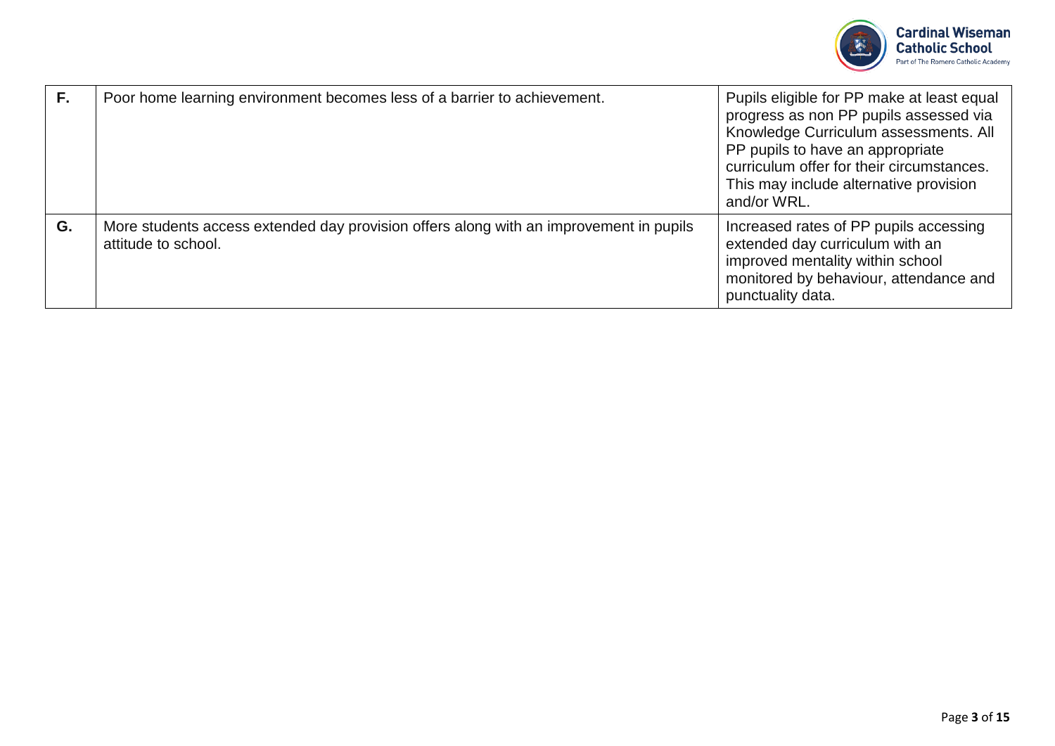| | | |
|---|---|---|
| F. | Poor home learning environment becomes less of a barrier to achievement. | Pupils eligible for PP make at least equal progress as non PP pupils assessed via Knowledge Curriculum assessments. All PP pupils to have an appropriate curriculum offer for their circumstances. This may include alternative provision and/or WRL. |
| G. | More students access extended day provision offers along with an improvement in pupils attitude to school. | Increased rates of PP pupils accessing extended day curriculum with an improved mentality within school monitored by behaviour, attendance and punctuality data. |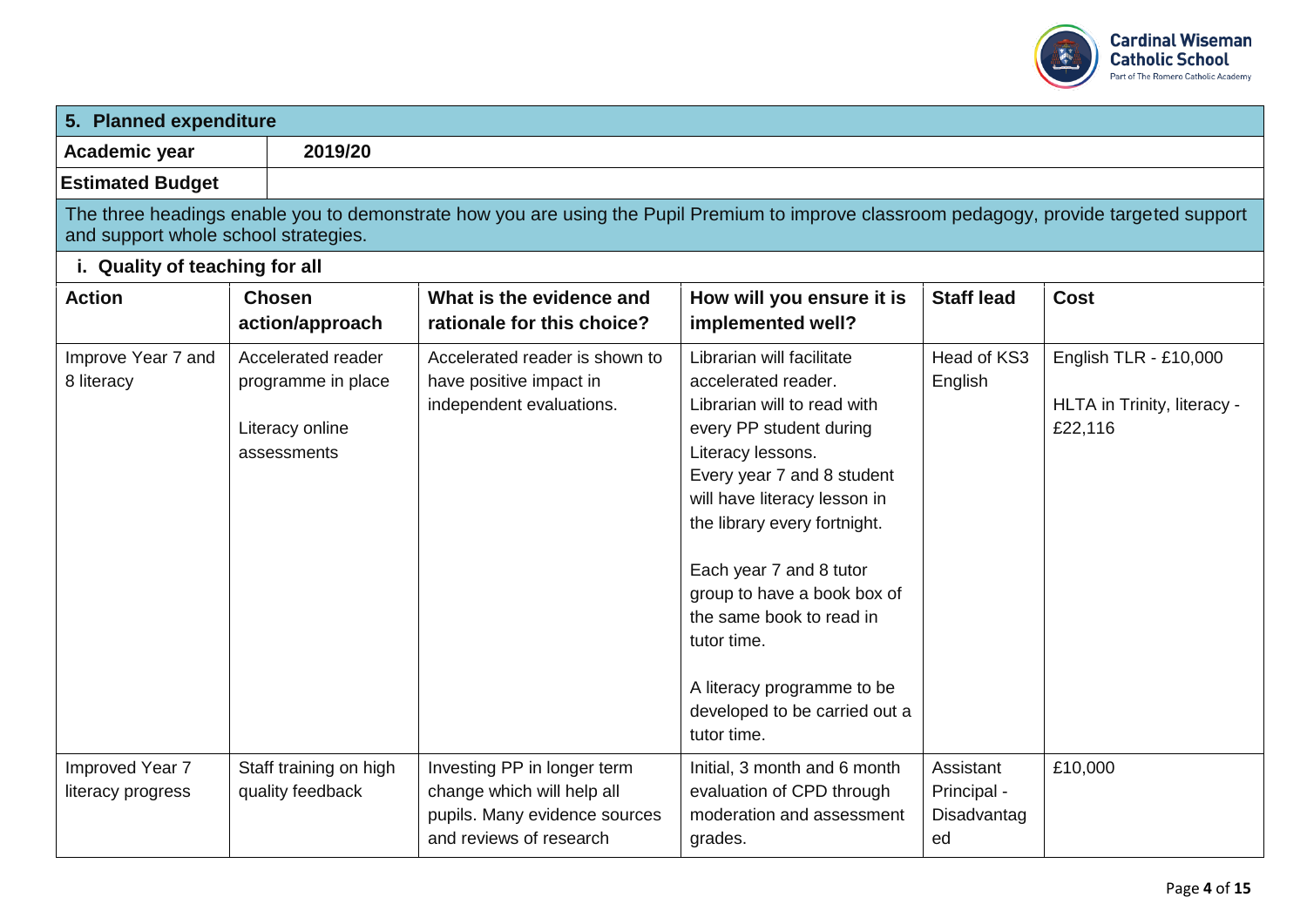| 5. Planned expenditure | | | | | |
|---|---|---|---|---|---|
| **Academic year** | **2019/20** | | | | |
| **Estimated Budget** | | | | | |
| The three headings enable you to demonstrate how you are using the Pupil Premium to improve classroom pedagogy, provide targeted support and support whole school strategies. | | | | | |
| **i. Quality of teaching for all** | | | | | |
| **Action** | **Chosen action/approach** | **What is the evidence and rationale for this choice?** | **How will you ensure it is implemented well?** | **Staff lead** | **Cost** |
| Improve Year 7 and 8 literacy | Accelerated reader programme in place<br><br>Literacy online assessments | Accelerated reader is shown to have positive impact in independent evaluations. | Librarian will facilitate accelerated reader.<br>Librarian will to read with every PP student during Literacy lessons.<br>Every year 7 and 8 student will have literacy lesson in the library every fortnight.<br><br>Each year 7 and 8 tutor group to have a book box of the same book to read in tutor time.<br><br>A literacy programme to be developed to be carried out a tutor time. | Head of KS3 English | English TLR - £10,000<br><br>HLTA in Trinity, literacy - £22,116 |
| Improved Year 7 literacy progress | Staff training on high quality feedback | Investing PP in longer term change which will help all pupils. Many evidence sources and reviews of research | Initial, 3 month and 6 month evaluation of CPD through moderation and assessment grades. | Assistant Principal - Disadvantaged | £10,000 |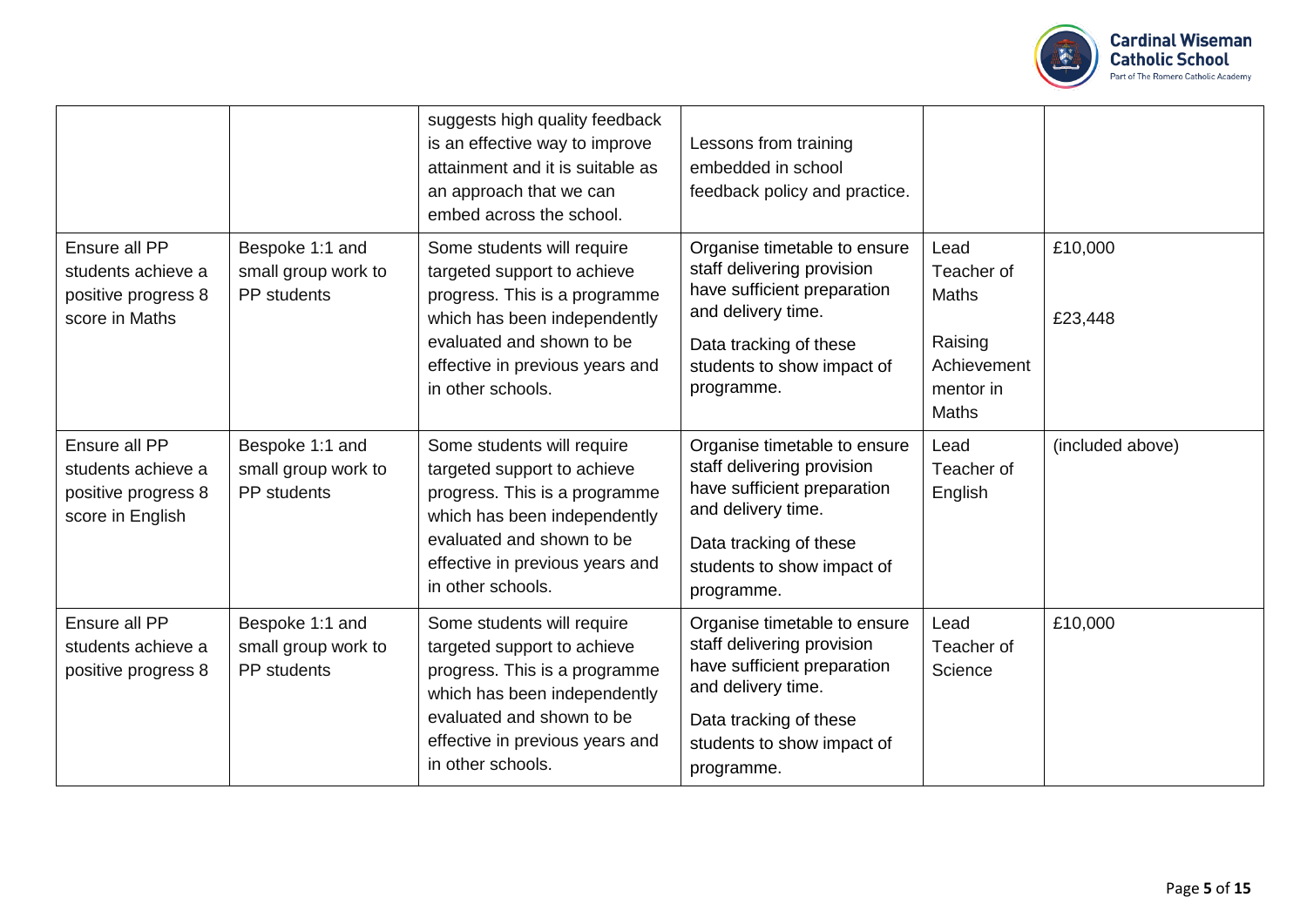| | | | | | |
|---|---|---|---|---|---|
| | | suggests high quality feedback is an effective way to improve attainment and it is suitable as an approach that we can embed across the school. | Lessons from training embedded in school feedback policy and practice. | | |
| Ensure all PP students achieve a positive progress 8 score in Maths | Bespoke 1:1 and small group work to PP students | Some students will require targeted support to achieve progress. This is a programme which has been independently evaluated and shown to be effective in previous years and in other schools. | Organise timetable to ensure staff delivering provision have sufficient preparation and delivery time.<br><br>Data tracking of these students to show impact of programme. | Lead Teacher of Maths<br><br>Raising Achievement mentor in Maths | £10,000<br><br>£23,448 |
| Ensure all PP students achieve a positive progress 8 score in English | Bespoke 1:1 and small group work to PP students | Some students will require targeted support to achieve progress. This is a programme which has been independently evaluated and shown to be effective in previous years and in other schools. | Organise timetable to ensure staff delivering provision have sufficient preparation and delivery time.<br><br>Data tracking of these students to show impact of programme. | Lead Teacher of English | (included above) |
| Ensure all PP students achieve a positive progress 8 | Bespoke 1:1 and small group work to PP students | Some students will require targeted support to achieve progress. This is a programme which has been independently evaluated and shown to be effective in previous years and in other schools. | Organise timetable to ensure staff delivering provision have sufficient preparation and delivery time.<br><br>Data tracking of these students to show impact of programme. | Lead Teacher of Science | £10,000 |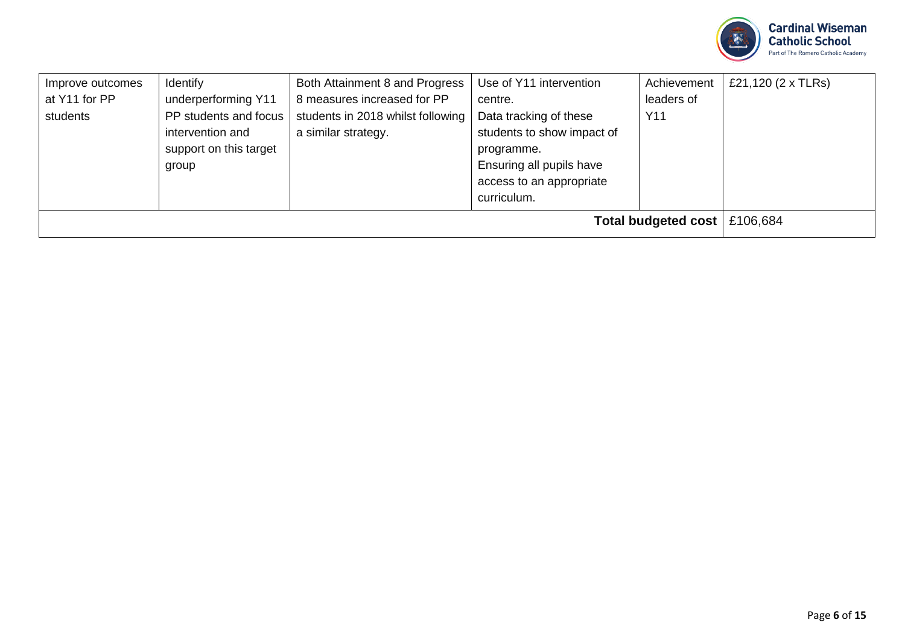| Improve outcomes at Y11 for PP students | Identify underperforming Y11 PP students and focus intervention and support on this target group | Both Attainment 8 and Progress 8 measures increased for PP students in 2018 whilst following a similar strategy. | Use of Y11 intervention centre. Data tracking of these students to show impact of programme. Ensuring all pupils have access to an appropriate curriculum. | Achievement leaders of Y11 | £21,120 (2 x TLRs) |
|---|---|---|---|---|---|
| | | | | **Total budgeted cost** | £106,684 |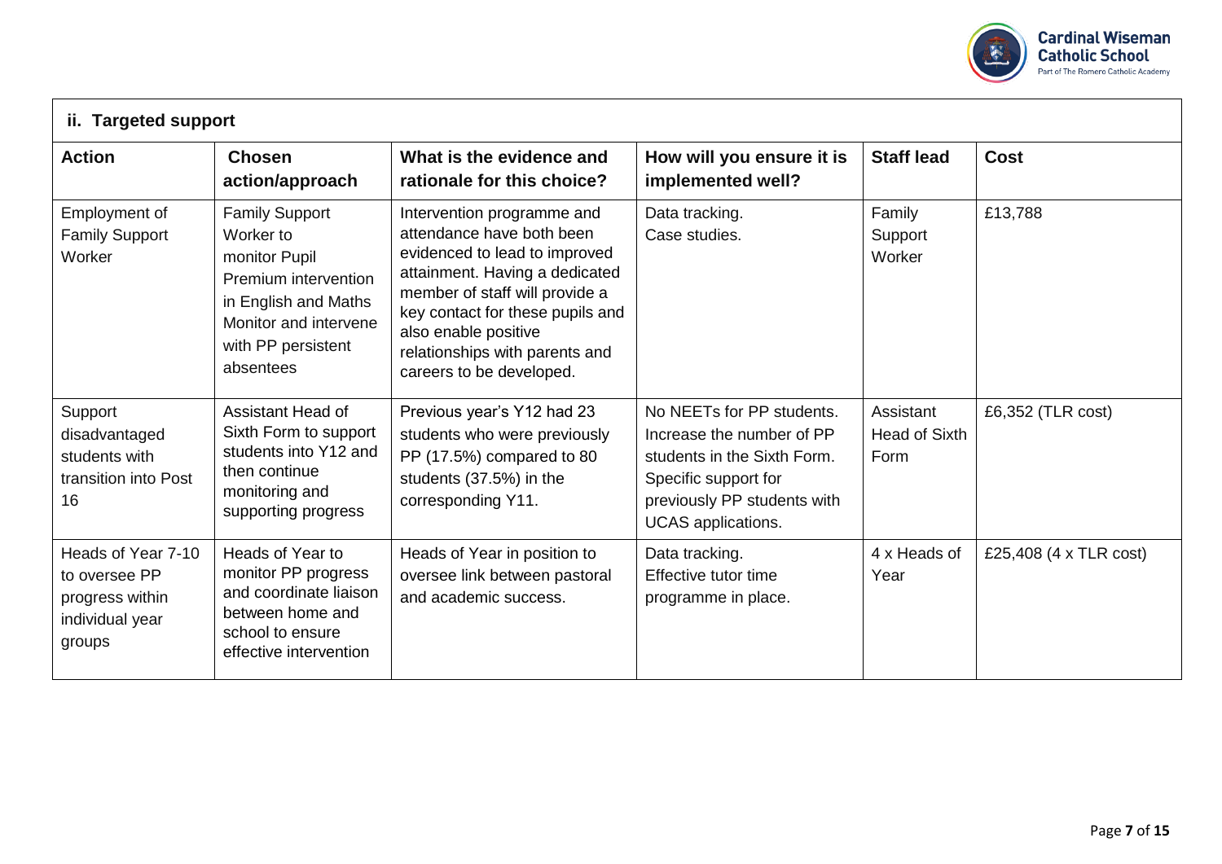## ii. Targeted support

| Action | Chosen action/approach | What is the evidence and rationale for this choice? | How will you ensure it is implemented well? | Staff lead | Cost |
|---|---|---|---|---|---|
| Employment of Family Support Worker | Family Support Worker to monitor Pupil Premium intervention in English and Maths Monitor and intervene with PP persistent absentees | Intervention programme and attendance have both been evidenced to lead to improved attainment. Having a dedicated member of staff will provide a key contact for these pupils and also enable positive relationships with parents and careers to be developed. | Data tracking. Case studies. | Family Support Worker | £13,788 |
| Support disadvantaged students with transition into Post 16 | Assistant Head of Sixth Form to support students into Y12 and then continue monitoring and supporting progress | Previous year's Y12 had 23 students who were previously PP (17.5%) compared to 80 students (37.5%) in the corresponding Y11. | No NEETs for PP students. Increase the number of PP students in the Sixth Form. Specific support for previously PP students with UCAS applications. | Assistant Head of Sixth Form | £6,352 (TLR cost) |
| Heads of Year 7-10 to oversee PP progress within individual year groups | Heads of Year to monitor PP progress and coordinate liaison between home and school to ensure effective intervention | Heads of Year in position to oversee link between pastoral and academic success. | Data tracking. Effective tutor time programme in place. | 4 x Heads of Year | £25,408 (4 x TLR cost) |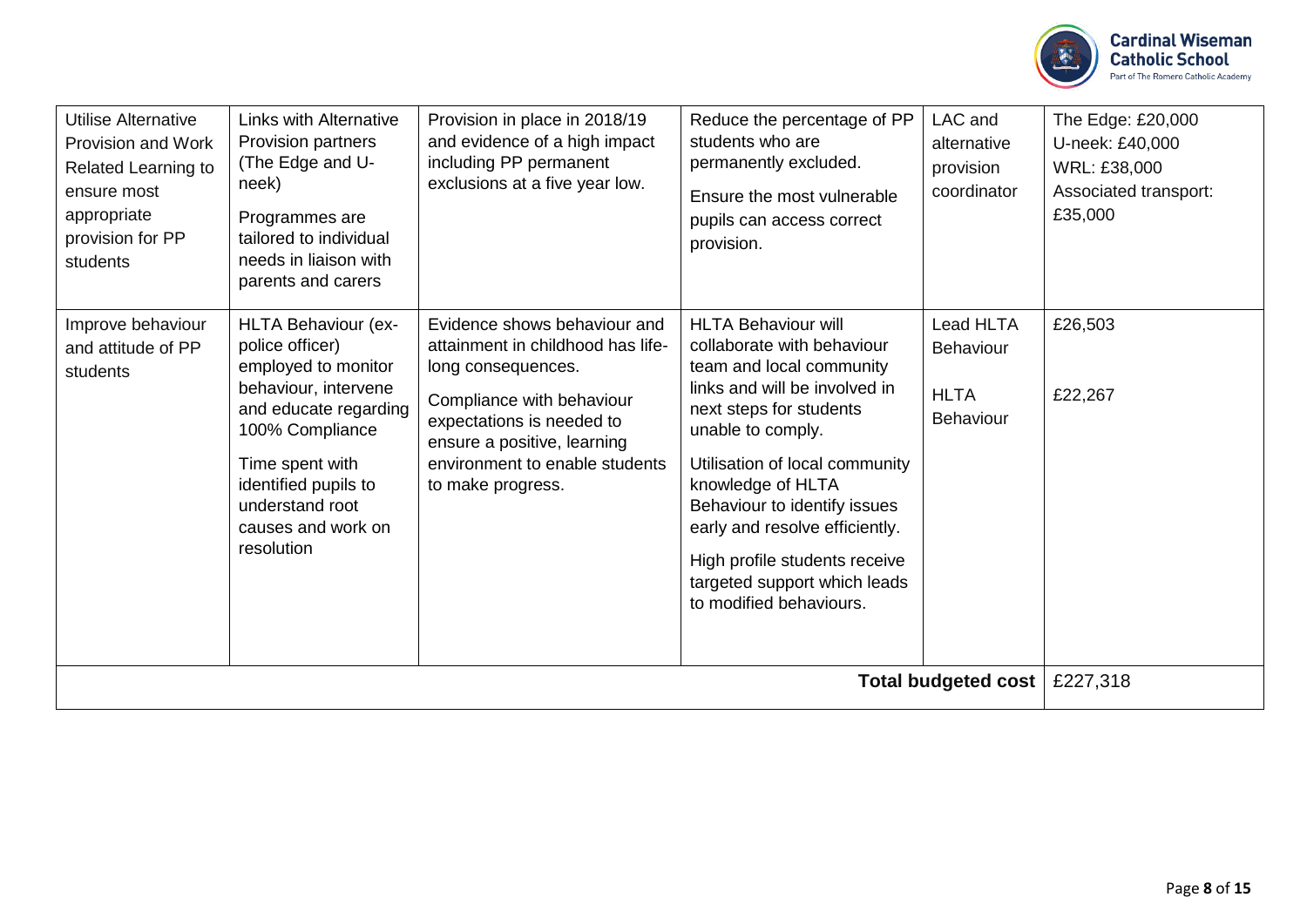| | | | | | |
|---|---|---|---|---|---|
| Utilise Alternative Provision and Work Related Learning to ensure most appropriate provision for PP students | Links with Alternative Provision partners (The Edge and U-neek)<br><br>Programmes are tailored to individual needs in liaison with parents and carers | Provision in place in 2018/19 and evidence of a high impact including PP permanent exclusions at a five year low. | Reduce the percentage of PP students who are permanently excluded.<br><br>Ensure the most vulnerable pupils can access correct provision. | LAC and alternative provision coordinator | The Edge: £20,000<br>U-neek: £40,000<br>WRL: £38,000<br>Associated transport: £35,000 |
| Improve behaviour and attitude of PP students | HLTA Behaviour (ex-police officer) employed to monitor behaviour, intervene and educate regarding 100% Compliance<br><br>Time spent with identified pupils to understand root causes and work on resolution | Evidence shows behaviour and attainment in childhood has life-long consequences.<br><br>Compliance with behaviour expectations is needed to ensure a positive, learning environment to enable students to make progress. | HLTA Behaviour will collaborate with behaviour team and local community links and will be involved in next steps for students unable to comply.<br><br>Utilisation of local community knowledge of HLTA Behaviour to identify issues early and resolve efficiently.<br><br>High profile students receive targeted support which leads to modified behaviours. | Lead HLTA Behaviour<br><br>HLTA Behaviour | £26,503<br><br>£22,267 |
| | | | | **Total budgeted cost** | £227,318 |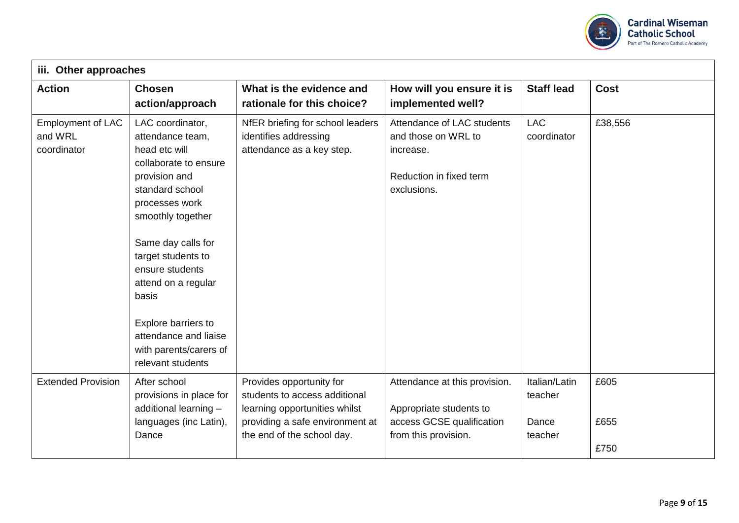| iii. Other approaches | | | | | |
|---|---|---|---|---|---|
| **Action** | **Chosen action/approach** | **What is the evidence and rationale for this choice?** | **How will you ensure it is implemented well?** | **Staff lead** | **Cost** |
| Employment of LAC and WRL coordinator | LAC coordinator, attendance team, head etc will collaborate to ensure provision and standard school processes work smoothly together<br><br>Same day calls for target students to ensure students attend on a regular basis<br><br>Explore barriers to attendance and liaise with parents/carers of relevant students | NfER briefing for school leaders identifies addressing attendance as a key step. | Attendance of LAC students and those on WRL to increase.<br><br>Reduction in fixed term exclusions. | LAC coordinator | £38,556 |
| Extended Provision | After school provisions in place for additional learning – languages (inc Latin), Dance | Provides opportunity for students to access additional learning opportunities whilst providing a safe environment at the end of the school day. | Attendance at this provision.<br><br>Appropriate students to access GCSE qualification from this provision. | Italian/Latin teacher<br><br>Dance teacher | £605<br><br>£655<br><br>£750 |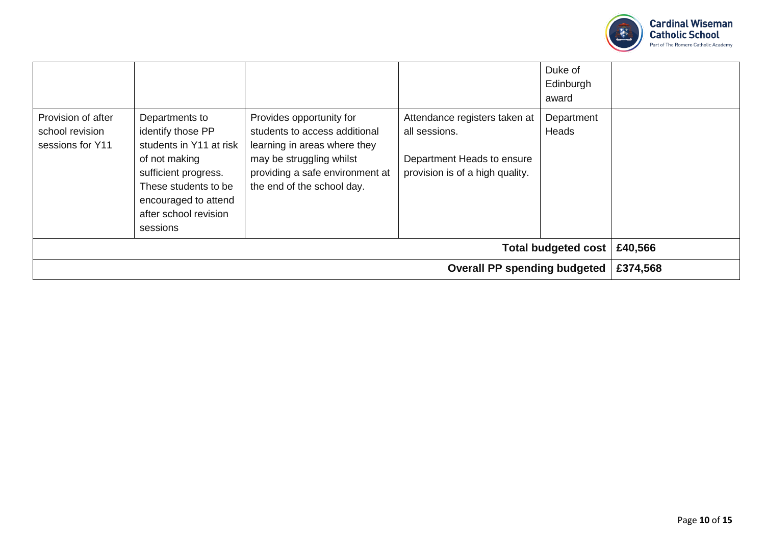| | | | | | |
|---|---|---|---|---|---|
| | | | | Duke of Edinburgh award | |
| Provision of after school revision sessions for Y11 | Departments to identify those PP students in Y11 at risk of not making sufficient progress. These students to be encouraged to attend after school revision sessions | Provides opportunity for students to access additional learning in areas where they may be struggling whilst providing a safe environment at the end of the school day. | Attendance registers taken at all sessions.<br><br>Department Heads to ensure provision is of a high quality. | Department Heads | |
| | | | | **Total budgeted cost** | **£40,566** |
| | | | | **Overall PP spending budgeted** | **£374,568** |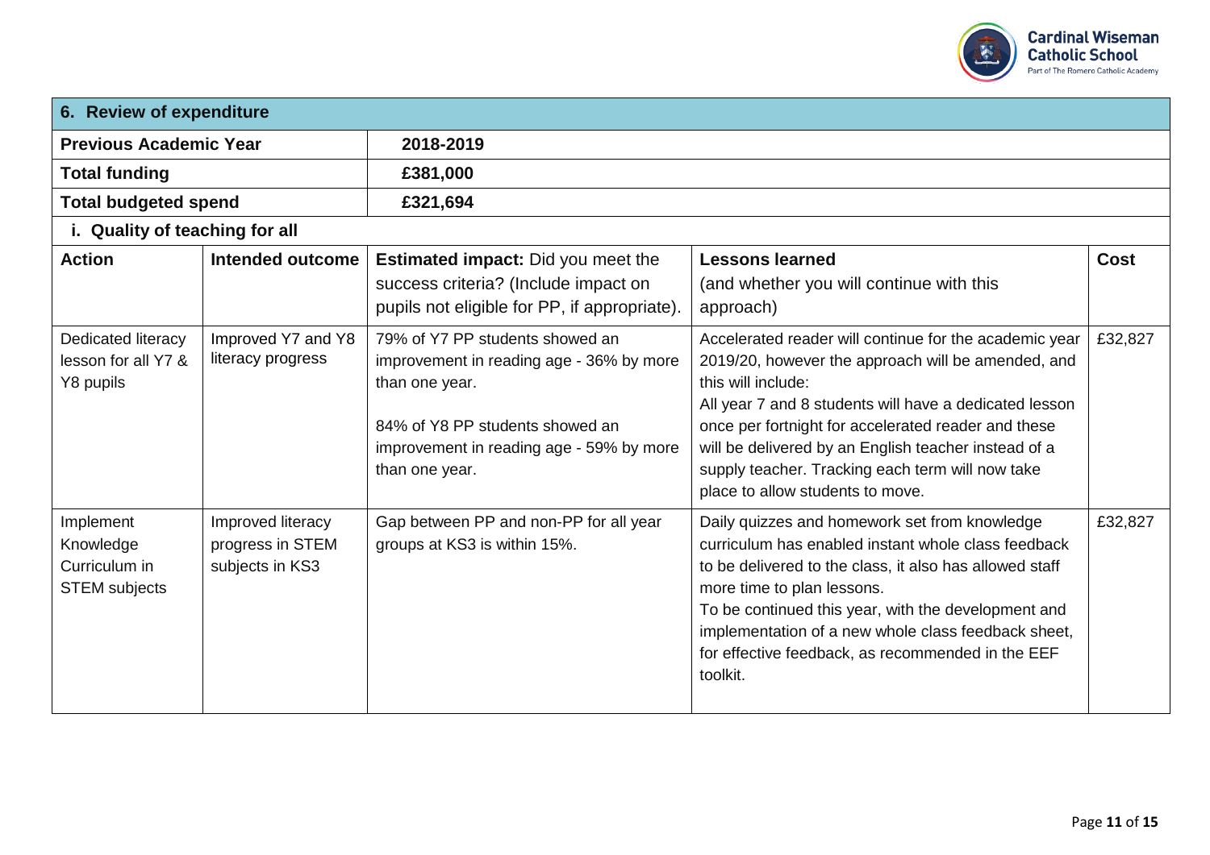| 6. Review of expenditure | | | | |
|---|---|---|---|---|
| **Previous Academic Year** | | **2018-2019** | | |
| **Total funding** | | **£381,000** | | |
| **Total budgeted spend** | | **£321,694** | | |
| **i. Quality of teaching for all** | | | | |
| **Action** | **Intended outcome** | **Estimated impact:** Did you meet the success criteria? (Include impact on pupils not eligible for PP, if appropriate). | **Lessons learned** (and whether you will continue with this approach) | **Cost** |
| Dedicated literacy lesson for all Y7 & Y8 pupils | Improved Y7 and Y8 literacy progress | 79% of Y7 PP students showed an improvement in reading age - 36% by more than one year.<br><br>84% of Y8 PP students showed an improvement in reading age - 59% by more than one year. | Accelerated reader will continue for the academic year 2019/20, however the approach will be amended, and this will include:<br>All year 7 and 8 students will have a dedicated lesson once per fortnight for accelerated reader and these will be delivered by an English teacher instead of a supply teacher. Tracking each term will now take place to allow students to move. | £32,827 |
| Implement Knowledge Curriculum in STEM subjects | Improved literacy progress in STEM subjects in KS3 | Gap between PP and non-PP for all year groups at KS3 is within 15%. | Daily quizzes and homework set from knowledge curriculum has enabled instant whole class feedback to be delivered to the class, it also has allowed staff more time to plan lessons.<br>To be continued this year, with the development and implementation of a new whole class feedback sheet, for effective feedback, as recommended in the EEF toolkit. | £32,827 |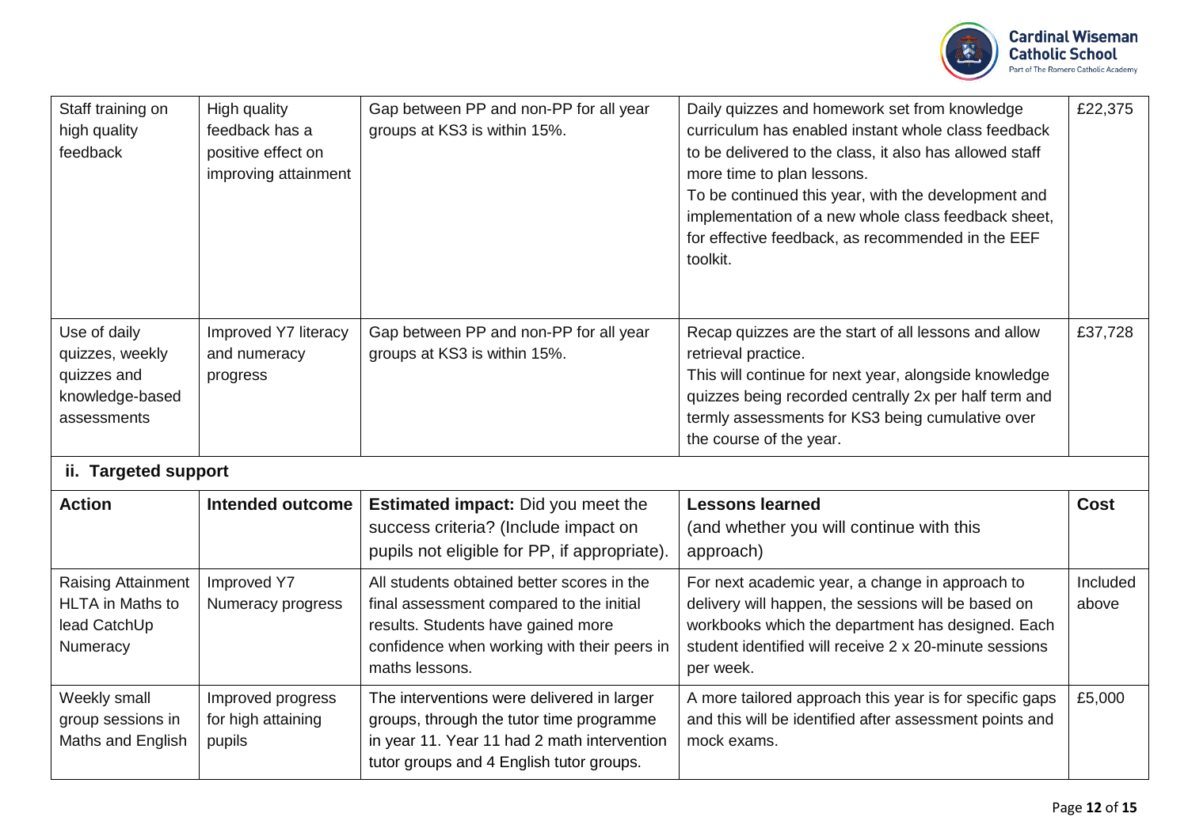| Staff training on high quality feedback | High quality feedback has a positive effect on improving attainment | Gap between PP and non-PP for all year groups at KS3 is within 15%. | Daily quizzes and homework set from knowledge curriculum has enabled instant whole class feedback to be delivered to the class, it also has allowed staff more time to plan lessons.<br>To be continued this year, with the development and implementation of a new whole class feedback sheet, for effective feedback, as recommended in the EEF toolkit. | £22,375 |
|---|---|---|---|---|
| Use of daily quizzes, weekly quizzes and knowledge-based assessments | Improved Y7 literacy and numeracy progress | Gap between PP and non-PP for all year groups at KS3 is within 15%. | Recap quizzes are the start of all lessons and allow retrieval practice.<br>This will continue for next year, alongside knowledge quizzes being recorded centrally 2x per half term and termly assessments for KS3 being cumulative over the course of the year. | £37,728 |

## ii. Targeted support

| Action | Intended outcome | Estimated impact: Did you meet the success criteria? (Include impact on pupils not eligible for PP, if appropriate). | Lessons learned (and whether you will continue with this approach) | Cost |
|---|---|---|---|---|
| Raising Attainment HLTA in Maths to lead CatchUp Numeracy | Improved Y7 Numeracy progress | All students obtained better scores in the final assessment compared to the initial results. Students have gained more confidence when working with their peers in maths lessons. | For next academic year, a change in approach to delivery will happen, the sessions will be based on workbooks which the department has designed. Each student identified will receive 2 x 20-minute sessions per week. | Included above |
| Weekly small group sessions in Maths and English | Improved progress for high attaining pupils | The interventions were delivered in larger groups, through the tutor time programme in year 11. Year 11 had 2 math intervention tutor groups and 4 English tutor groups. | A more tailored approach this year is for specific gaps and this will be identified after assessment points and mock exams. | £5,000 |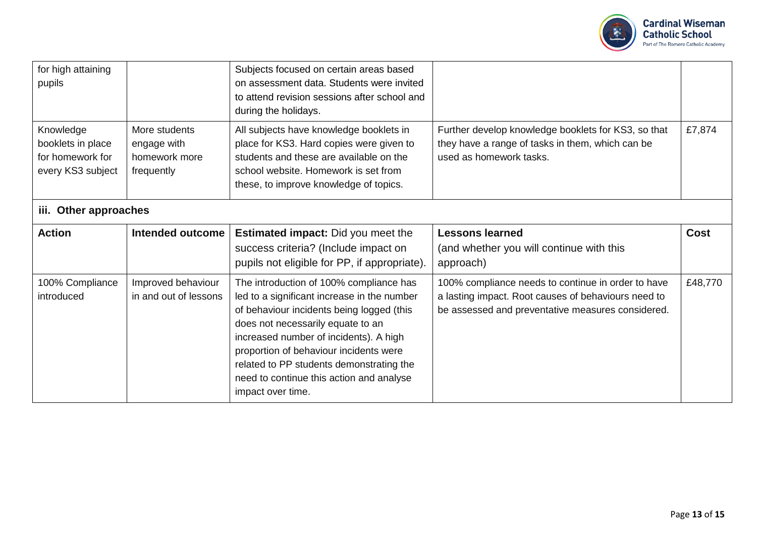| | | | | |
|---|---|---|---|---|
| for high attaining pupils | | Subjects focused on certain areas based on assessment data. Students were invited to attend revision sessions after school and during the holidays. | | |
| Knowledge booklets in place for homework for every KS3 subject | More students engage with homework more frequently | All subjects have knowledge booklets in place for KS3. Hard copies were given to students and these are available on the school website. Homework is set from these, to improve knowledge of topics. | Further develop knowledge booklets for KS3, so that they have a range of tasks in them, which can be used as homework tasks. | £7,874 |

### iii. Other approaches

| **Action** | **Intended outcome** | **Estimated impact:** Did you meet the success criteria? (Include impact on pupils not eligible for PP, if appropriate). | **Lessons learned** (and whether you will continue with this approach) | **Cost** |
|---|---|---|---|---|
| 100% Compliance introduced | Improved behaviour in and out of lessons | The introduction of 100% compliance has led to a significant increase in the number of behaviour incidents being logged (this does not necessarily equate to an increased number of incidents). A high proportion of behaviour incidents were related to PP students demonstrating the need to continue this action and analyse impact over time. | 100% compliance needs to continue in order to have a lasting impact. Root causes of behaviours need to be assessed and preventative measures considered. | £48,770 |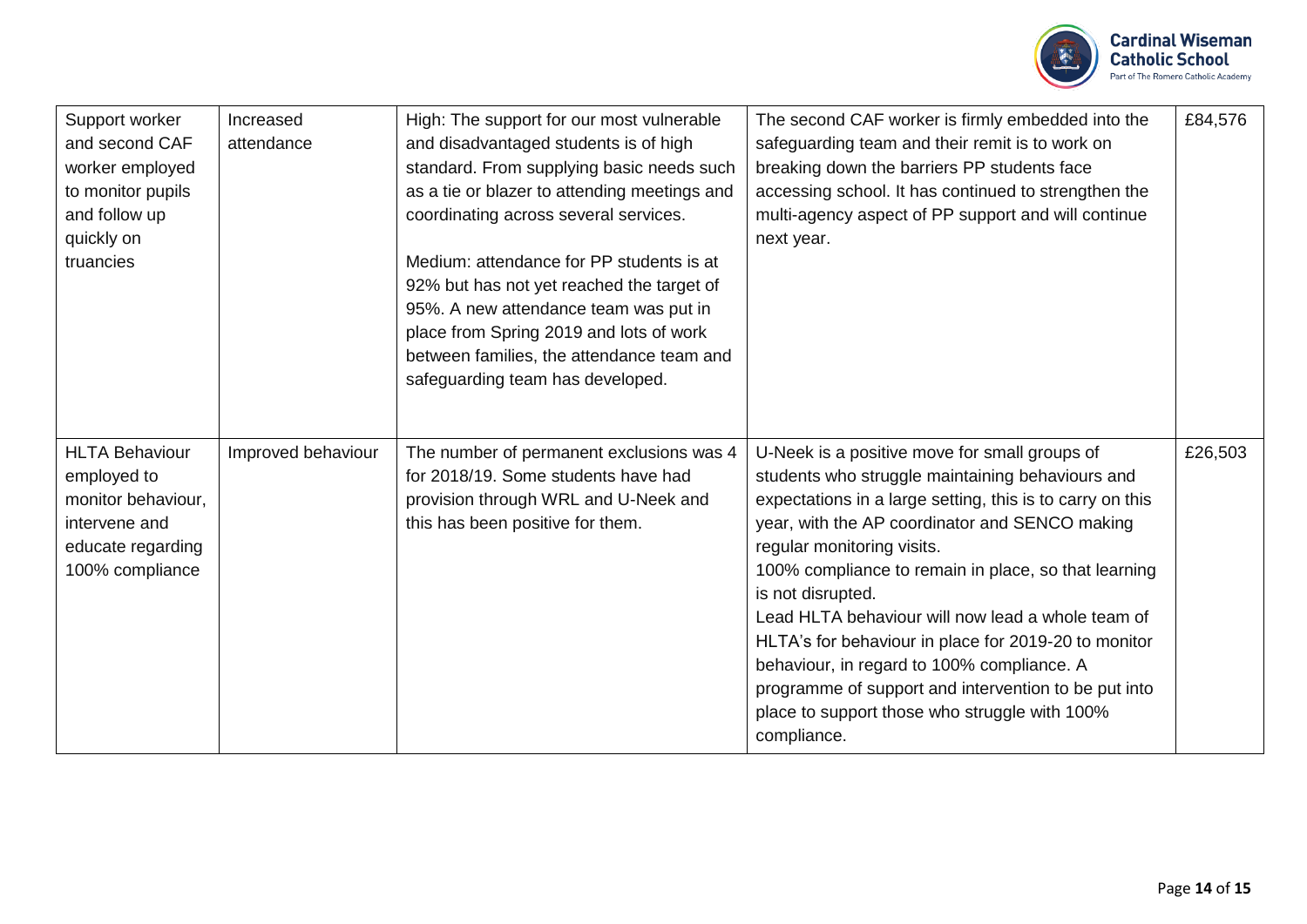| | | | | |
|---|---|---|---|---|
| Support worker and second CAF worker employed to monitor pupils and follow up quickly on truancies | Increased attendance | High: The support for our most vulnerable and disadvantaged students is of high standard. From supplying basic needs such as a tie or blazer to attending meetings and coordinating across several services.<br><br>Medium: attendance for PP students is at 92% but has not yet reached the target of 95%. A new attendance team was put in place from Spring 2019 and lots of work between families, the attendance team and safeguarding team has developed. | The second CAF worker is firmly embedded into the safeguarding team and their remit is to work on breaking down the barriers PP students face accessing school. It has continued to strengthen the multi-agency aspect of PP support and will continue next year. | £84,576 |
| HLTA Behaviour employed to monitor behaviour, intervene and educate regarding 100% compliance | Improved behaviour | The number of permanent exclusions was 4 for 2018/19. Some students have had provision through WRL and U-Neek and this has been positive for them. | U-Neek is a positive move for small groups of students who struggle maintaining behaviours and expectations in a large setting, this is to carry on this year, with the AP coordinator and SENCO making regular monitoring visits.<br>100% compliance to remain in place, so that learning is not disrupted.<br>Lead HLTA behaviour will now lead a whole team of HLTA's for behaviour in place for 2019-20 to monitor behaviour, in regard to 100% compliance. A programme of support and intervention to be put into place to support those who struggle with 100% compliance. | £26,503 |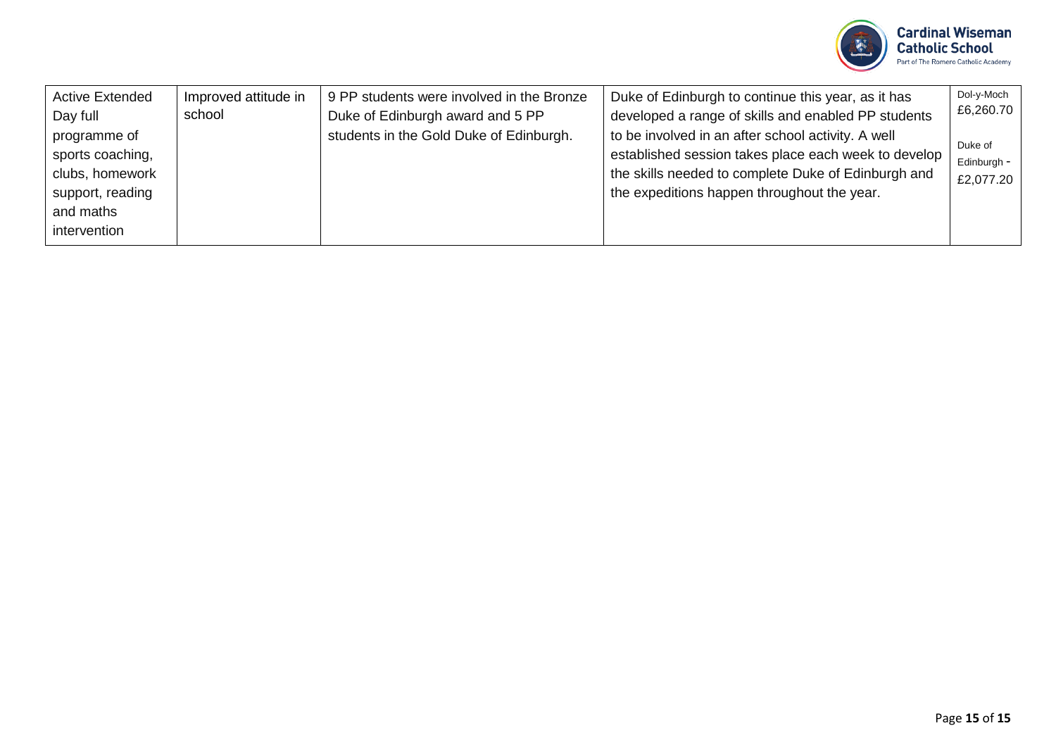| | | | | |
|---|---|---|---|---|
| Active Extended Day full programme of sports coaching, clubs, homework support, reading and maths intervention | Improved attitude in school | 9 PP students were involved in the Bronze Duke of Edinburgh award and 5 PP students in the Gold Duke of Edinburgh. | Duke of Edinburgh to continue this year, as it has developed a range of skills and enabled PP students to be involved in an after school activity. A well established session takes place each week to develop the skills needed to complete Duke of Edinburgh and the expeditions happen throughout the year. | Dol-y-Moch £6,260.70<br><br>Duke of Edinburgh - £2,077.20 |